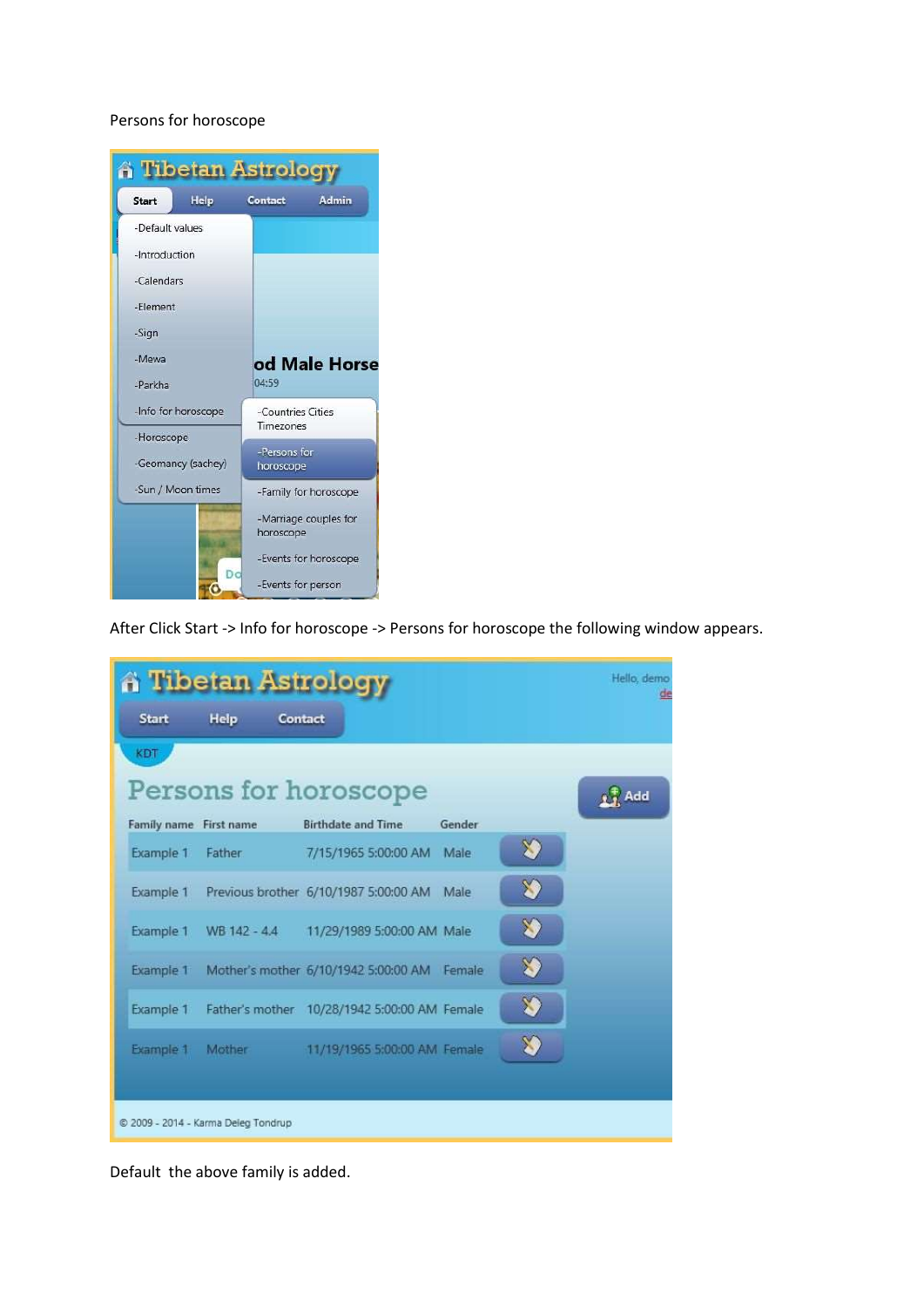Persons for horoscope

After Click Start -> Info for horoscope -> Persons for horoscope the following window appears.

Default  the above family is added.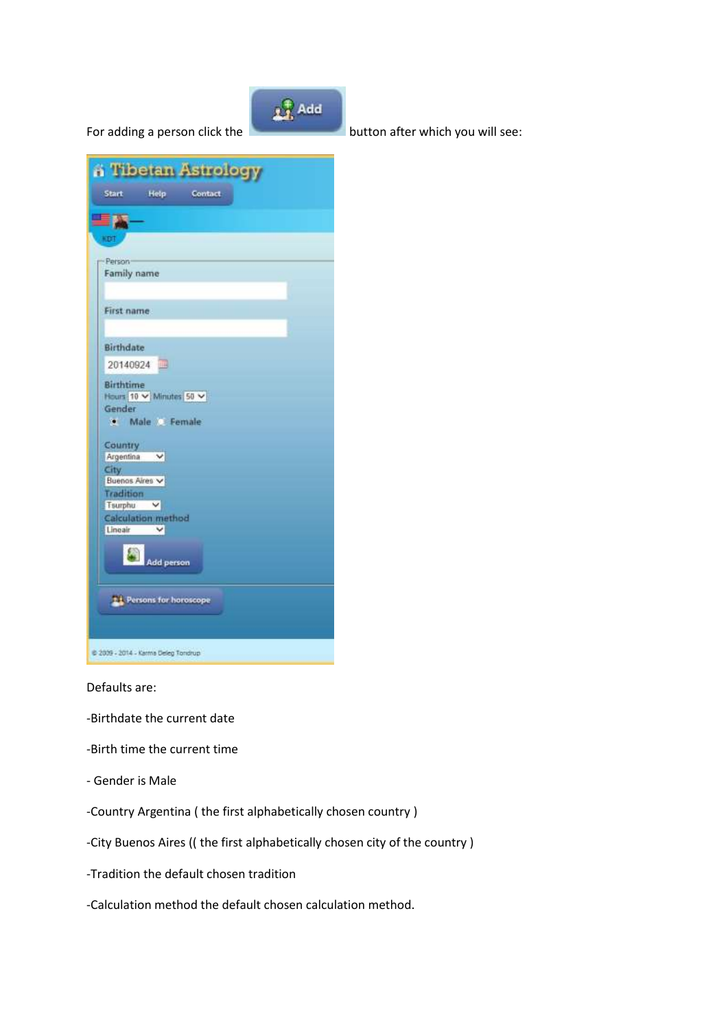For adding a person click the Add button after which you will see:

Defaults are:

-Birthdate the current date

-Birth time the current time

- Gender is Male

-Country Argentina ( the first alphabetically chosen country )

-City Buenos Aires (( the first alphabetically chosen city of the country )

-Tradition the default chosen tradition

-Calculation method the default chosen calculation method.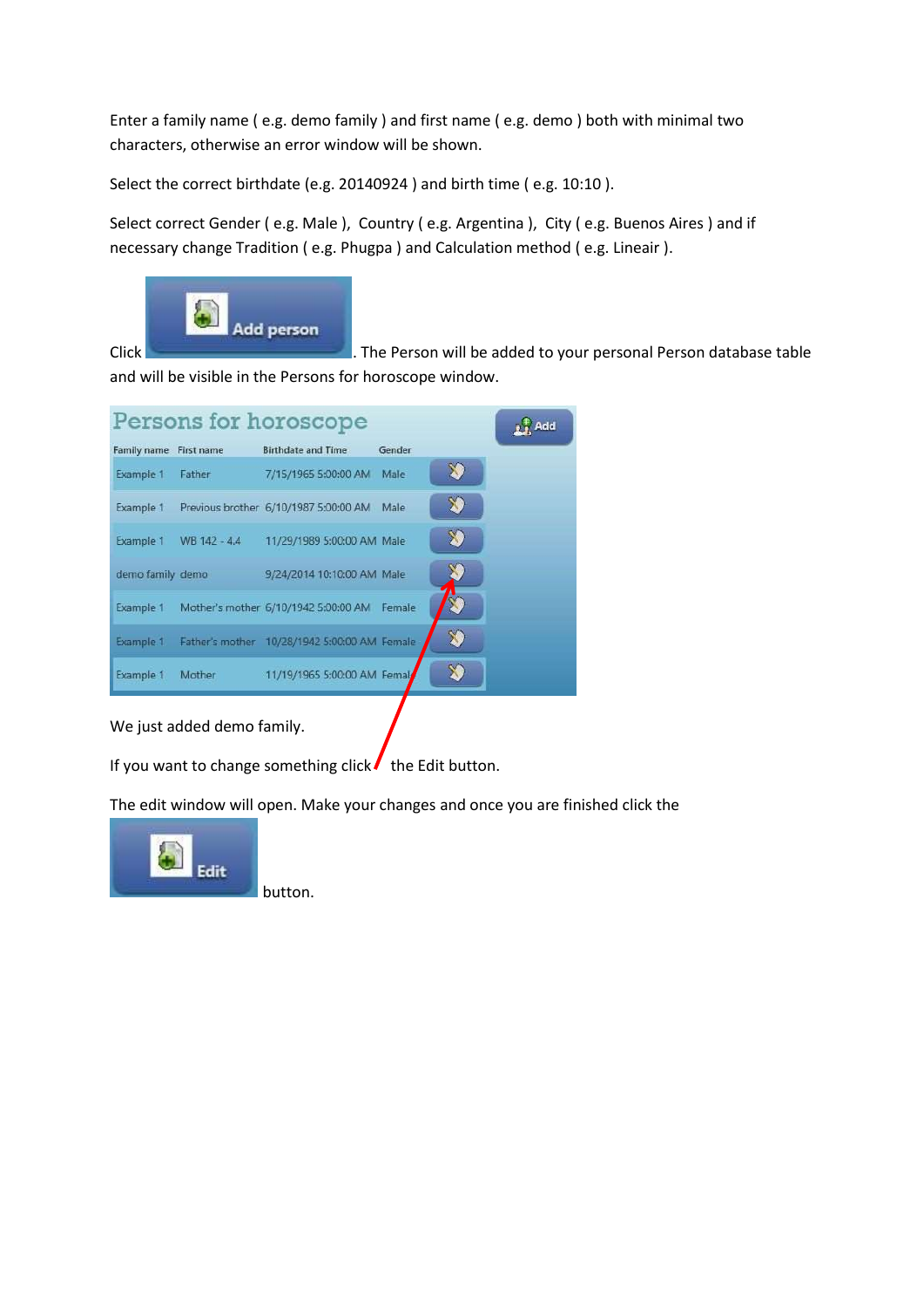Enter a family name ( e.g. demo family ) and first name ( e.g. demo ) both with minimal two characters, otherwise an error window will be shown.

Select the correct birthdate (e.g. 20140924 ) and birth time ( e.g. 10:10 ).

Select correct Gender ( e.g. Male ), Country ( e.g. Argentina ), City ( e.g. Buenos Aires ) and if necessary change Tradition ( e.g. Phugpa ) and Calculation method ( e.g. Lineair ).

Click . The Person will be added to your personal Person database table and will be visible in the Persons for horoscope window.

We just added demo family.

If you want to change something click the Edit button.

The edit window will open. Make your changes and once you are finished click the button.